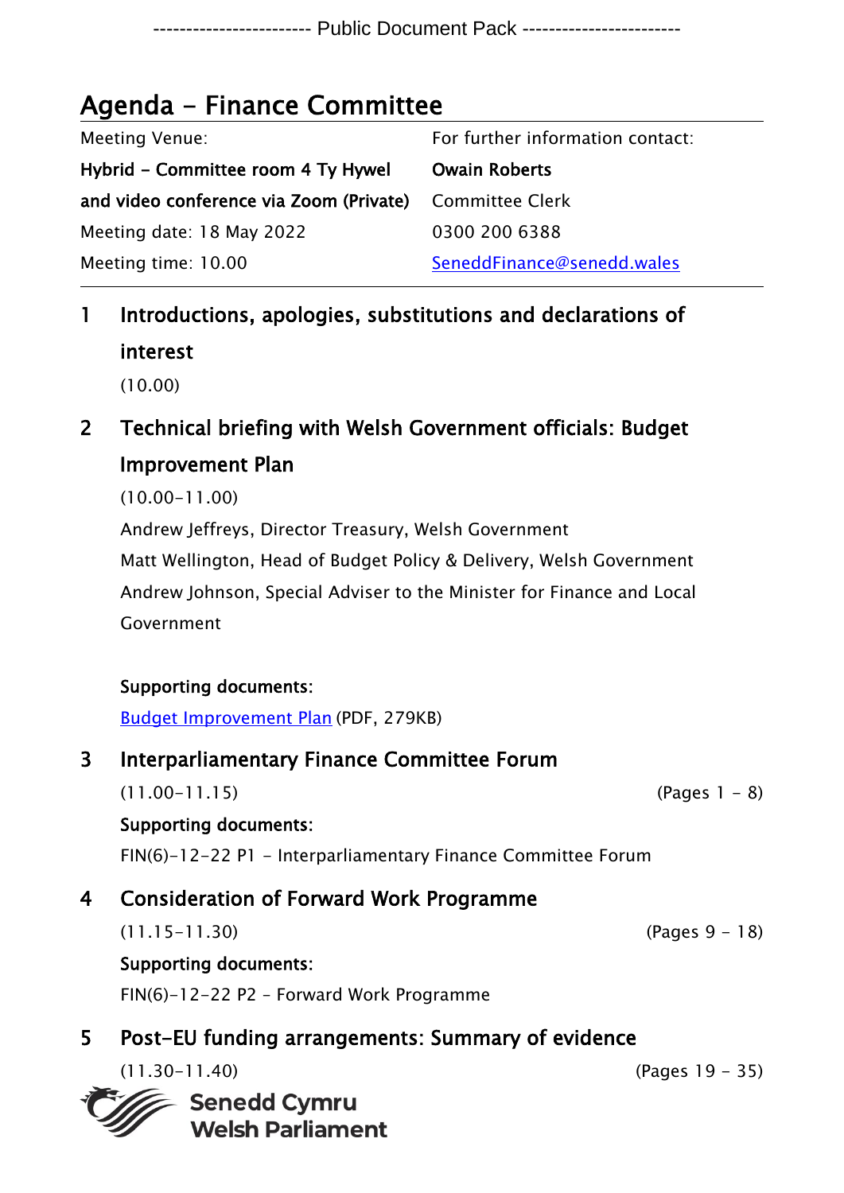------------------------ Public Document Pack ------------------------

# Agenda - Finance Committee

| Meeting Venue: | For further information contact: |
|---|---|
| **Hybrid - Committee room 4 Ty Hywel and video conference via Zoom (Private)** | **Owain Roberts** |
| | Committee Clerk |
| Meeting date: 18 May 2022 | 0300 200 6388 |
| Meeting time: 10.00 | SeneddFinance@senedd.wales |

## 1 Introductions, apologies, substitutions and declarations of interest

(10.00)

## 2 Technical briefing with Welsh Government officials: Budget Improvement Plan

(10.00-11.00)

Andrew Jeffreys, Director Treasury, Welsh Government

Matt Wellington, Head of Budget Policy & Delivery, Welsh Government

Andrew Johnson, Special Adviser to the Minister for Finance and Local Government

**Supporting documents:**

[Budget Improvement Plan](#) (PDF, 279KB)

## 3 Interparliamentary Finance Committee Forum

(11.00-11.15) (Pages 1 - 8)

**Supporting documents:**

FIN(6)-12-22 P1 - Interparliamentary Finance Committee Forum

## 4 Consideration of Forward Work Programme

(11.15-11.30) (Pages 9 - 18)

**Supporting documents:**

FIN(6)-12-22 P2 - Forward Work Programme

## 5 Post-EU funding arrangements: Summary of evidence

(11.30-11.40) (Pages 19 - 35)

Senedd Cymru
Welsh Parliament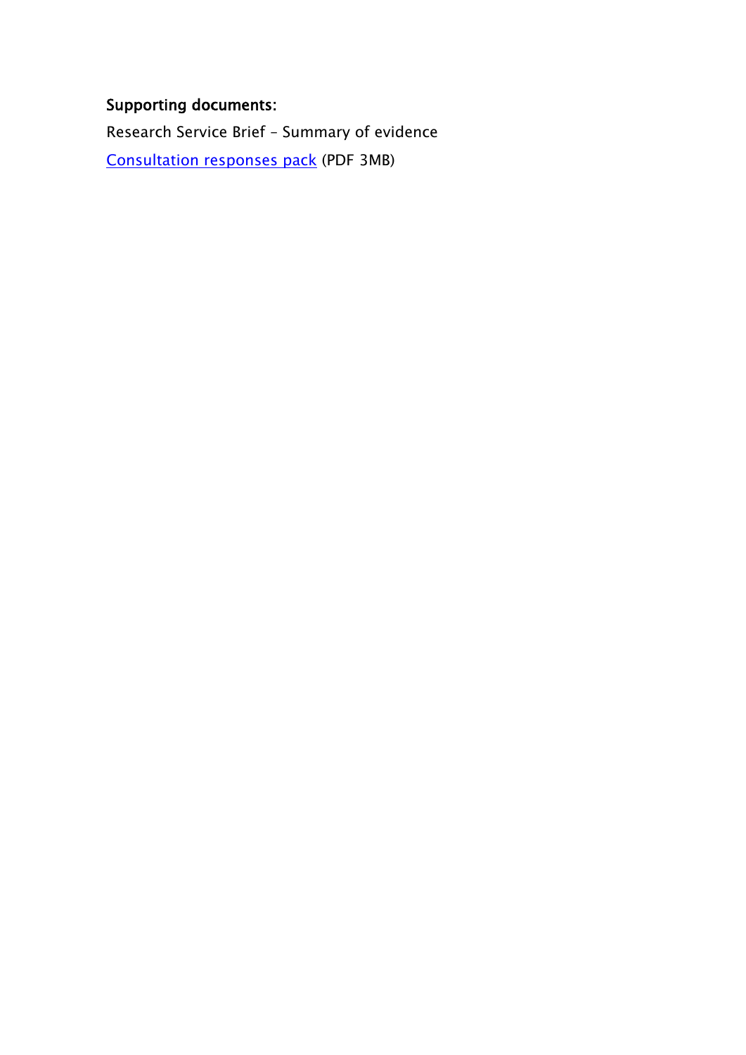**Supporting documents:**

Research Service Brief – Summary of evidence

Consultation responses pack (PDF 3MB)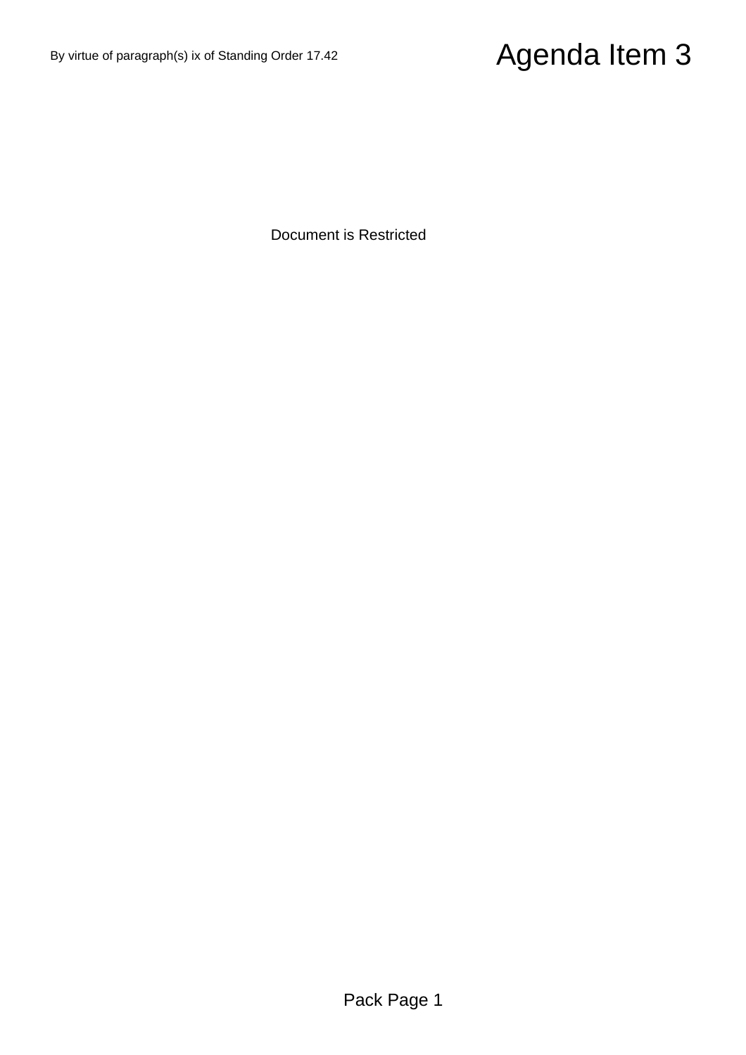By virtue of paragraph(s) ix of Standing Order 17.42

# Agenda Item 3

Document is Restricted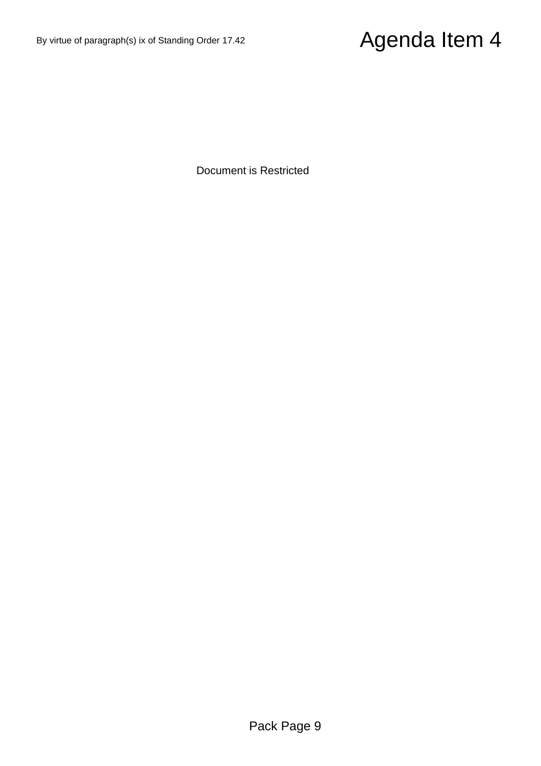By virtue of paragraph(s) ix of Standing Order 17.42

# Agenda Item 4

Document is Restricted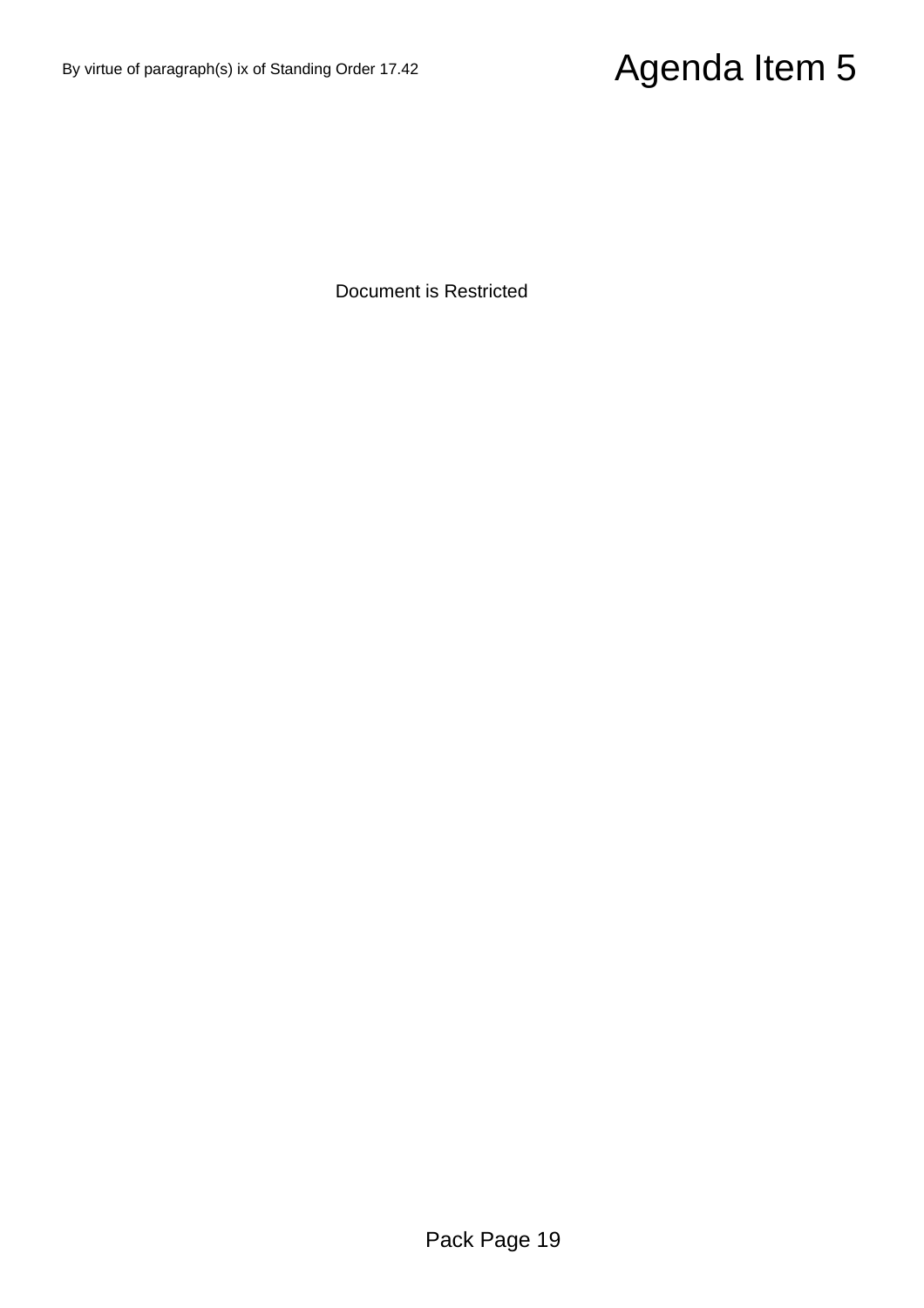By virtue of paragraph(s) ix of Standing Order 17.42

# Agenda Item 5

Document is Restricted